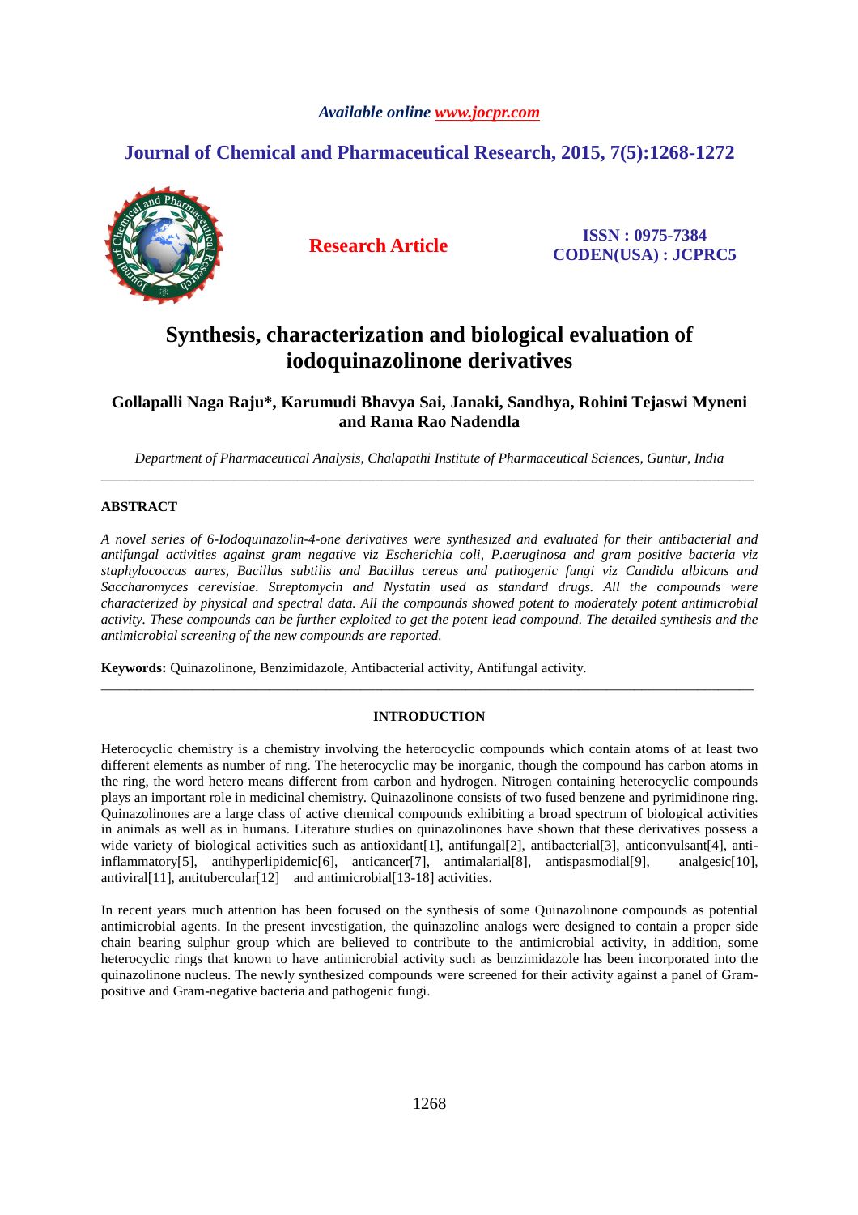*Available online www.jocpr.com*

**Journal of Chemical and Pharmaceutical Research, 2015, 7(5):1268-1272**

**Research Article**

**ISSN : 0975-7384**
**CODEN(USA) : JCPRC5**

# Synthesis, characterization and biological evaluation of iodoquinazolinone derivatives

**Gollapalli Naga Raju\*, Karumudi Bhavya Sai, Janaki, Sandhya, Rohini Tejaswi Myneni and Rama Rao Nadendla**

*Department of Pharmaceutical Analysis, Chalapathi Institute of Pharmaceutical Sciences, Guntur, India*

---

## ABSTRACT

*A novel series of 6-Iodoquinazolin-4-one derivatives were synthesized and evaluated for their antibacterial and antifungal activities against gram negative viz Escherichia coli, P.aeruginosa and gram positive bacteria viz staphylococcus aures, Bacillus subtilis and Bacillus cereus and pathogenic fungi viz Candida albicans and Saccharomyces cerevisiae. Streptomycin and Nystatin used as standard drugs. All the compounds were characterized by physical and spectral data. All the compounds showed potent to moderately potent antimicrobial activity. These compounds can be further exploited to get the potent lead compound. The detailed synthesis and the antimicrobial screening of the new compounds are reported.*

**Keywords:** Quinazolinone, Benzimidazole, Antibacterial activity, Antifungal activity.

---

## INTRODUCTION

Heterocyclic chemistry is a chemistry involving the heterocyclic compounds which contain atoms of at least two different elements as number of ring. The heterocyclic may be inorganic, though the compound has carbon atoms in the ring, the word hetero means different from carbon and hydrogen. Nitrogen containing heterocyclic compounds plays an important role in medicinal chemistry. Quinazolinone consists of two fused benzene and pyrimidinone ring. Quinazolinones are a large class of active chemical compounds exhibiting a broad spectrum of biological activities in animals as well as in humans. Literature studies on quinazolinones have shown that these derivatives possess a wide variety of biological activities such as antioxidant[1], antifungal[2], antibacterial[3], anticonvulsant[4], anti-inflammatory[5], antihyperlipidemic[6], anticancer[7], antimalarial[8], antispasmodial[9], analgesic[10], antiviral[11], antitubercular[12] and antimicrobial[13-18] activities.

In recent years much attention has been focused on the synthesis of some Quinazolinone compounds as potential antimicrobial agents. In the present investigation, the quinazoline analogs were designed to contain a proper side chain bearing sulphur group which are believed to contribute to the antimicrobial activity, in addition, some heterocyclic rings that known to have antimicrobial activity such as benzimidazole has been incorporated into the quinazolinone nucleus. The newly synthesized compounds were screened for their activity against a panel of Gram-positive and Gram-negative bacteria and pathogenic fungi.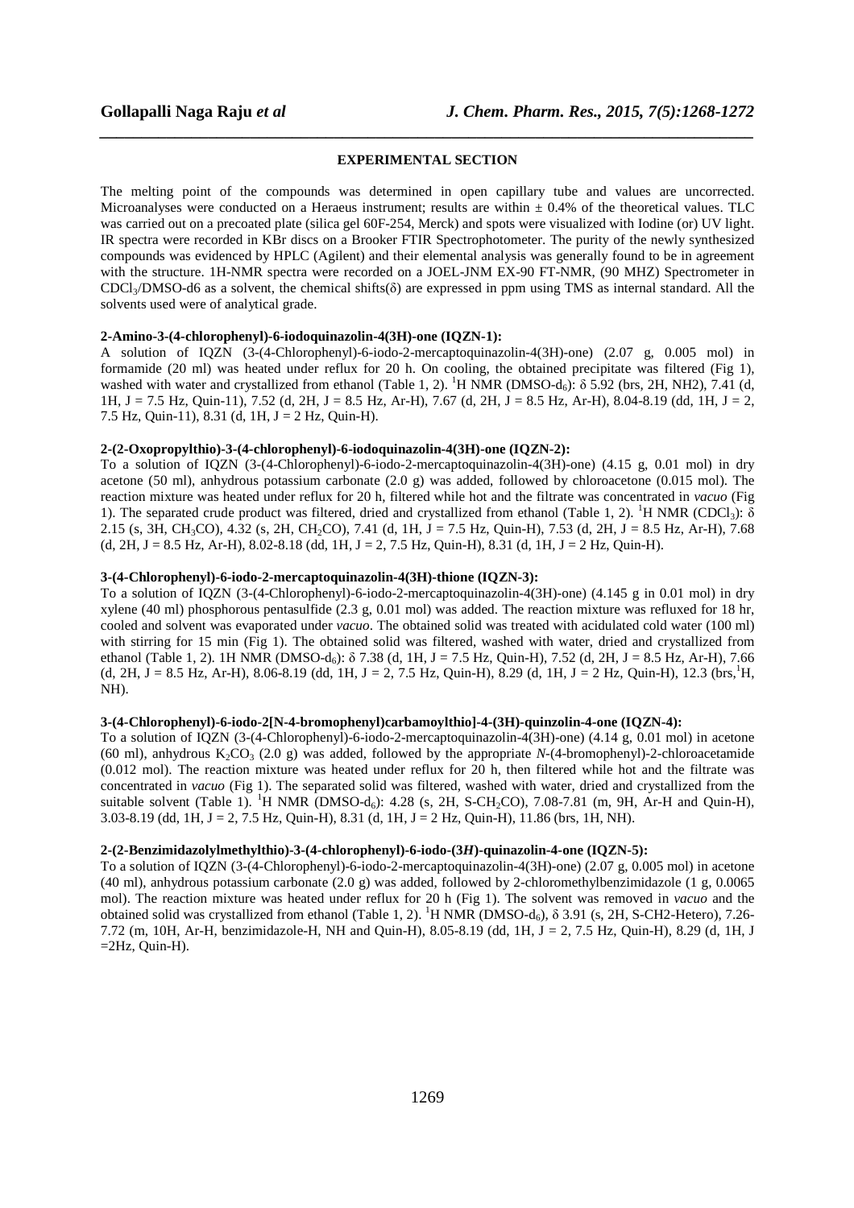## EXPERIMENTAL SECTION

The melting point of the compounds was determined in open capillary tube and values are uncorrected. Microanalyses were conducted on a Heraeus instrument; results are within ± 0.4% of the theoretical values. TLC was carried out on a precoated plate (silica gel 60F-254, Merck) and spots were visualized with Iodine (or) UV light. IR spectra were recorded in KBr discs on a Brooker FTIR Spectrophotometer. The purity of the newly synthesized compounds was evidenced by HPLC (Agilent) and their elemental analysis was generally found to be in agreement with the structure. 1H-NMR spectra were recorded on a JOEL-JNM EX-90 FT-NMR, (90 MHZ) Spectrometer in $CDCl_3$/DMSO-d6 as a solvent, the chemical shifts(δ) are expressed in ppm using TMS as internal standard. All the solvents used were of analytical grade.

### 2-Amino-3-(4-chlorophenyl)-6-iodoquinazolin-4(3H)-one (IQZN-1):

A solution of IQZN (3-(4-Chlorophenyl)-6-iodo-2-mercaptoquinazolin-4(3H)-one) (2.07 g, 0.005 mol) in formamide (20 ml) was heated under reflux for 20 h. On cooling, the obtained precipitate was filtered (Fig 1), washed with water and crystallized from ethanol (Table 1, 2). $^1$H NMR (DMSO-$d_6$): δ 5.92 (brs, 2H, NH2), 7.41 (d, 1H, J = 7.5 Hz, Quin-11), 7.52 (d, 2H, J = 8.5 Hz, Ar-H), 7.67 (d, 2H, J = 8.5 Hz, Ar-H), 8.04-8.19 (dd, 1H, J = 2, 7.5 Hz, Quin-11), 8.31 (d, 1H, J = 2 Hz, Quin-H).

### 2-(2-Oxopropylthio)-3-(4-chlorophenyl)-6-iodoquinazolin-4(3H)-one (IQZN-2):

To a solution of IQZN (3-(4-Chlorophenyl)-6-iodo-2-mercaptoquinazolin-4(3H)-one) (4.15 g, 0.01 mol) in dry acetone (50 ml), anhydrous potassium carbonate (2.0 g) was added, followed by chloroacetone (0.015 mol). The reaction mixture was heated under reflux for 20 h, filtered while hot and the filtrate was concentrated in *vacuo* (Fig 1). The separated crude product was filtered, dried and crystallized from ethanol (Table 1, 2). $^1$H NMR ($CDCl_3$): δ 2.15 (s, 3H, $CH_3CO$), 4.32 (s, 2H, $CH_2CO$), 7.41 (d, 1H, J = 7.5 Hz, Quin-H), 7.53 (d, 2H, J = 8.5 Hz, Ar-H), 7.68 (d, 2H, J = 8.5 Hz, Ar-H), 8.02-8.18 (dd, 1H, J = 2, 7.5 Hz, Quin-H), 8.31 (d, 1H, J = 2 Hz, Quin-H).

### 3-(4-Chlorophenyl)-6-iodo-2-mercaptoquinazolin-4(3H)-thione (IQZN-3):

To a solution of IQZN (3-(4-Chlorophenyl)-6-iodo-2-mercaptoquinazolin-4(3H)-one) (4.145 g in 0.01 mol) in dry xylene (40 ml) phosphorous pentasulfide (2.3 g, 0.01 mol) was added. The reaction mixture was refluxed for 18 hr, cooled and solvent was evaporated under *vacuo*. The obtained solid was treated with acidulated cold water (100 ml) with stirring for 15 min (Fig 1). The obtained solid was filtered, washed with water, dried and crystallized from ethanol (Table 1, 2). 1H NMR (DMSO-$d_6$): δ 7.38 (d, 1H, J = 7.5 Hz, Quin-H), 7.52 (d, 2H, J = 8.5 Hz, Ar-H), 7.66 (d, 2H, J = 8.5 Hz, Ar-H), 8.06-8.19 (dd, 1H, J = 2, 7.5 Hz, Quin-H), 8.29 (d, 1H, J = 2 Hz, Quin-H), 12.3 (brs,$^1$H, NH).

### 3-(4-Chlorophenyl)-6-iodo-2[N-4-bromophenyl)carbamoylthio]-4-(3H)-quinzolin-4-one (IQZN-4):

To a solution of IQZN (3-(4-Chlorophenyl)-6-iodo-2-mercaptoquinazolin-4(3H)-one) (4.14 g, 0.01 mol) in acetone (60 ml), anhydrous $K_2CO_3$ (2.0 g) was added, followed by the appropriate *N*-(4-bromophenyl)-2-chloroacetamide (0.012 mol). The reaction mixture was heated under reflux for 20 h, then filtered while hot and the filtrate was concentrated in *vacuo* (Fig 1). The separated solid was filtered, washed with water, dried and crystallized from the suitable solvent (Table 1). $^1$H NMR (DMSO-$d_6$): 4.28 (s, 2H, S-$CH_2CO$), 7.08-7.81 (m, 9H, Ar-H and Quin-H), 3.03-8.19 (dd, 1H, J = 2, 7.5 Hz, Quin-H), 8.31 (d, 1H, J = 2 Hz, Quin-H), 11.86 (brs, 1H, NH).

### 2-(2-Benzimidazolylmethylthio)-3-(4-chlorophenyl)-6-iodo-(3*H*)-quinazolin-4-one (IQZN-5):

To a solution of IQZN (3-(4-Chlorophenyl)-6-iodo-2-mercaptoquinazolin-4(3H)-one) (2.07 g, 0.005 mol) in acetone (40 ml), anhydrous potassium carbonate (2.0 g) was added, followed by 2-chloromethylbenzimidazole (1 g, 0.0065 mol). The reaction mixture was heated under reflux for 20 h (Fig 1). The solvent was removed in *vacuo* and the obtained solid was crystallized from ethanol (Table 1, 2). $^1$H NMR (DMSO-$d_6$), δ 3.91 (s, 2H, S-CH2-Hetero), 7.26-7.72 (m, 10H, Ar-H, benzimidazole-H, NH and Quin-H), 8.05-8.19 (dd, 1H, J = 2, 7.5 Hz, Quin-H), 8.29 (d, 1H, J =2Hz, Quin-H).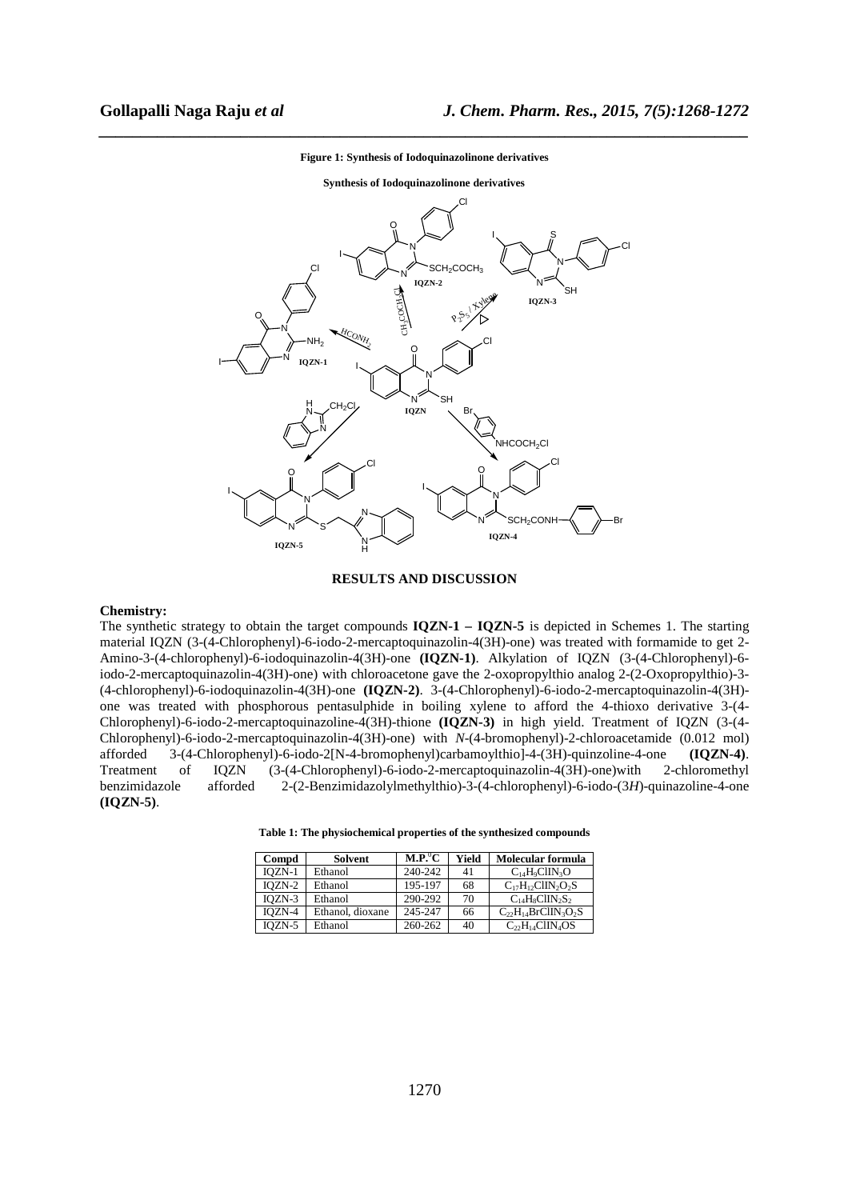**Figure 1: Synthesis of Iodoquinazolinone derivatives**

## RESULTS AND DISCUSSION

### Chemistry:

The synthetic strategy to obtain the target compounds **IQZN-1 – IQZN-5** is depicted in Schemes 1. The starting material IQZN (3-(4-Chlorophenyl)-6-iodo-2-mercaptoquinazolin-4(3H)-one) was treated with formamide to get 2-Amino-3-(4-chlorophenyl)-6-iodoquinazolin-4(3H)-one **(IQZN-1)**. Alkylation of IQZN (3-(4-Chlorophenyl)-6-iodo-2-mercaptoquinazolin-4(3H)-one) with chloroacetone gave the 2-oxopropylthio analog 2-(2-Oxopropylthio)-3-(4-chlorophenyl)-6-iodoquinazolin-4(3H)-one **(IQZN-2)**. 3-(4-Chlorophenyl)-6-iodo-2-mercaptoquinazolin-4(3H)-one was treated with phosphorous pentasulphide in boiling xylene to afford the 4-thioxo derivative 3-(4-Chlorophenyl)-6-iodo-2-mercaptoquinazoline-4(3H)-thione **(IQZN-3)** in high yield. Treatment of IQZN (3-(4-Chlorophenyl)-6-iodo-2-mercaptoquinazolin-4(3H)-one) with *N*-(4-bromophenyl)-2-chloroacetamide (0.012 mol) afforded 3-(4-Chlorophenyl)-6-iodo-2[N-4-bromophenyl)carbamoylthio]-4-(3H)-quinzoline-4-one **(IQZN-4)**. Treatment of IQZN (3-(4-Chlorophenyl)-6-iodo-2-mercaptoquinazolin-4(3H)-one)with 2-chloromethyl benzimidazole afforded 2-(2-Benzimidazolylmethylthio)-3-(4-chlorophenyl)-6-iodo-(3*H*)-quinazoline-4-one **(IQZN-5)**.

**Table 1: The physiochemical properties of the synthesized compounds**

| Compd | Solvent | M.P.$^0$C | Yield | Molecular formula |
|---|---|---|---|---|
| IQZN-1 | Ethanol | 240-242 | 41 | $C_{14}H_9ClIN_3O$ |
| IQZN-2 | Ethanol | 195-197 | 68 | $C_{17}H_{12}ClIN_2O_2S$ |
| IQZN-3 | Ethanol | 290-292 | 70 | $C_{14}H_8ClIN_2S_2$ |
| IQZN-4 | Ethanol, dioxane | 245-247 | 66 | $C_{22}H_{14}BrClIN_3O_2S$ |
| IQZN-5 | Ethanol | 260-262 | 40 | $C_{22}H_{14}ClIN_4OS$ |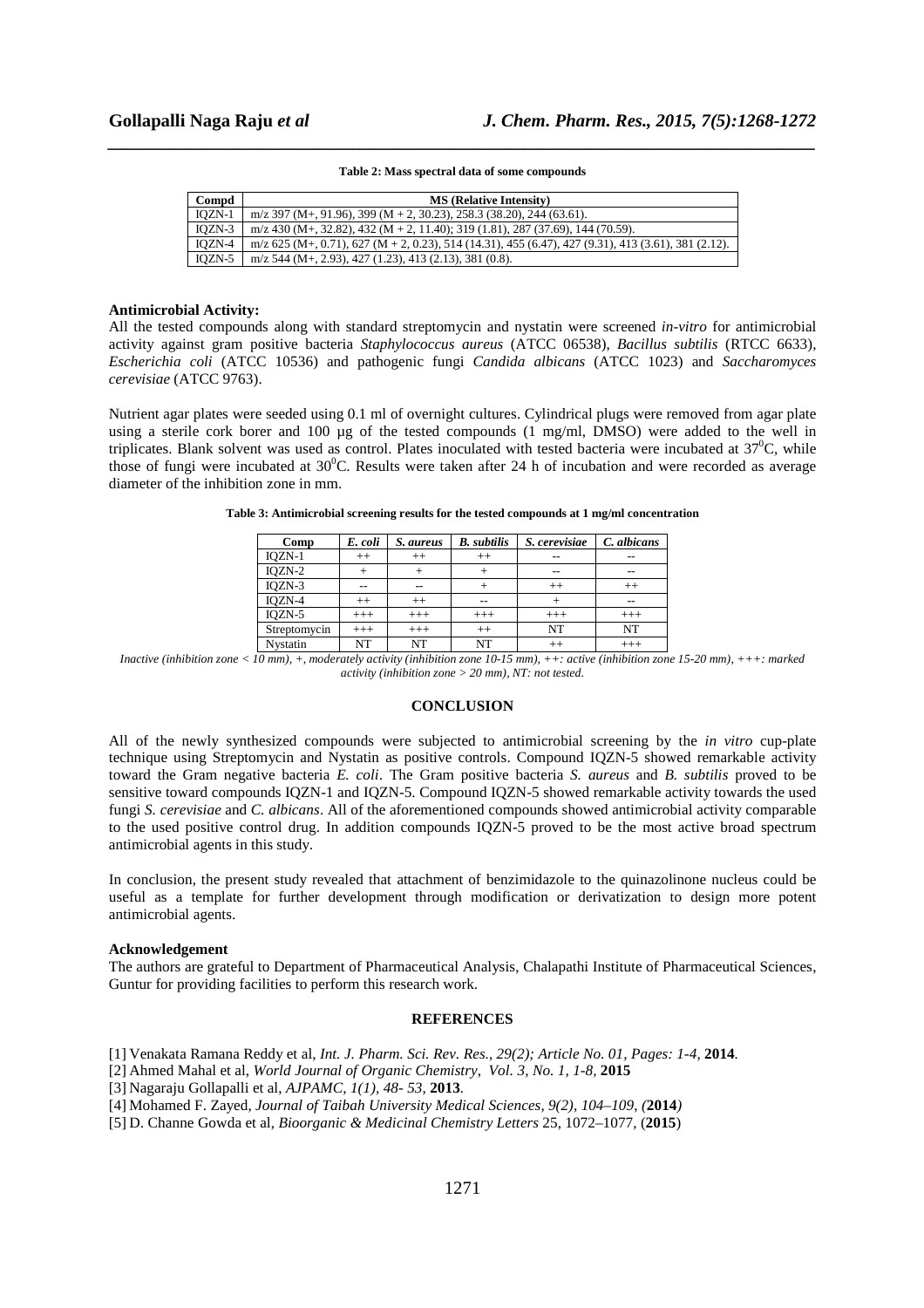**Table 2: Mass spectral data of some compounds**

| Compd | MS (Relative Intensity) |
|---|---|
| IQZN-1 | m/z 397 (M+, 91.96), 399 (M + 2, 30.23), 258.3 (38.20), 244 (63.61). |
| IQZN-3 | m/z 430 (M+, 32.82), 432 (M + 2, 11.40); 319 (1.81), 287 (37.69), 144 (70.59). |
| IQZN-4 | m/z 625 (M+, 0.71), 627 (M + 2, 0.23), 514 (14.31), 455 (6.47), 427 (9.31), 413 (3.61), 381 (2.12). |
| IQZN-5 | m/z 544 (M+, 2.93), 427 (1.23), 413 (2.13), 381 (0.8). |

**Antimicrobial Activity:**

All the tested compounds along with standard streptomycin and nystatin were screened *in-vitro* for antimicrobial activity against gram positive bacteria *Staphylococcus aureus* (ATCC 06538), *Bacillus subtilis* (RTCC 6633), *Escherichia coli* (ATCC 10536) and pathogenic fungi *Candida albicans* (ATCC 1023) and *Saccharomyces cerevisiae* (ATCC 9763).

Nutrient agar plates were seeded using 0.1 ml of overnight cultures. Cylindrical plugs were removed from agar plate using a sterile cork borer and 100 µg of the tested compounds (1 mg/ml, DMSO) were added to the well in triplicates. Blank solvent was used as control. Plates inoculated with tested bacteria were incubated at $37^0$C, while those of fungi were incubated at $30^0$C. Results were taken after 24 h of incubation and were recorded as average diameter of the inhibition zone in mm.

**Table 3: Antimicrobial screening results for the tested compounds at 1 mg/ml concentration**

| Comp | *E. coli* | *S. aureus* | *B. subtilis* | *S. cerevisiae* | *C. albicans* |
|---|---|---|---|---|---|
| IQZN-1 | ++ | ++ | ++ | -- | -- |
| IQZN-2 | + | + | + | -- | -- |
| IQZN-3 | -- | -- | + | ++ | ++ |
| IQZN-4 | ++ | ++ | -- | + | -- |
| IQZN-5 | +++ | +++ | +++ | +++ | +++ |
| Streptomycin | +++ | +++ | ++ | NT | NT |
| Nystatin | NT | NT | NT | ++ | +++ |

*Inactive (inhibition zone < 10 mm), +, moderately activity (inhibition zone 10-15 mm), ++: active (inhibition zone 15-20 mm), +++: marked activity (inhibition zone > 20 mm), NT: not tested.*

## CONCLUSION

All of the newly synthesized compounds were subjected to antimicrobial screening by the *in vitro* cup-plate technique using Streptomycin and Nystatin as positive controls. Compound IQZN-5 showed remarkable activity toward the Gram negative bacteria *E. coli*. The Gram positive bacteria *S. aureus* and *B. subtilis* proved to be sensitive toward compounds IQZN-1 and IQZN-5. Compound IQZN-5 showed remarkable activity towards the used fungi *S. cerevisiae* and *C. albicans*. All of the aforementioned compounds showed antimicrobial activity comparable to the used positive control drug. In addition compounds IQZN-5 proved to be the most active broad spectrum antimicrobial agents in this study.

In conclusion, the present study revealed that attachment of benzimidazole to the quinazolinone nucleus could be useful as a template for further development through modification or derivatization to design more potent antimicrobial agents.

**Acknowledgement**

The authors are grateful to Department of Pharmaceutical Analysis, Chalapathi Institute of Pharmaceutical Sciences, Guntur for providing facilities to perform this research work.

## REFERENCES

[1] Venakata Ramana Reddy et al, *Int. J. Pharm. Sci. Rev. Res., 29(2); Article No. 01, Pages: 1-4,* **2014**.

[2] Ahmed Mahal et al, *World Journal of Organic Chemistry, Vol. 3, No. 1, 1-8,* **2015**

[3] Nagaraju Gollapalli et al, *AJPAMC, 1(1), 48- 53,* **2013**.

[4] Mohamed F. Zayed, *Journal of Taibah University Medical Sciences, 9(2), 104–109, (***2014***)*

[5] D. Channe Gowda et al, *Bioorganic & Medicinal Chemistry Letters* 25, 1072–1077, (**2015**)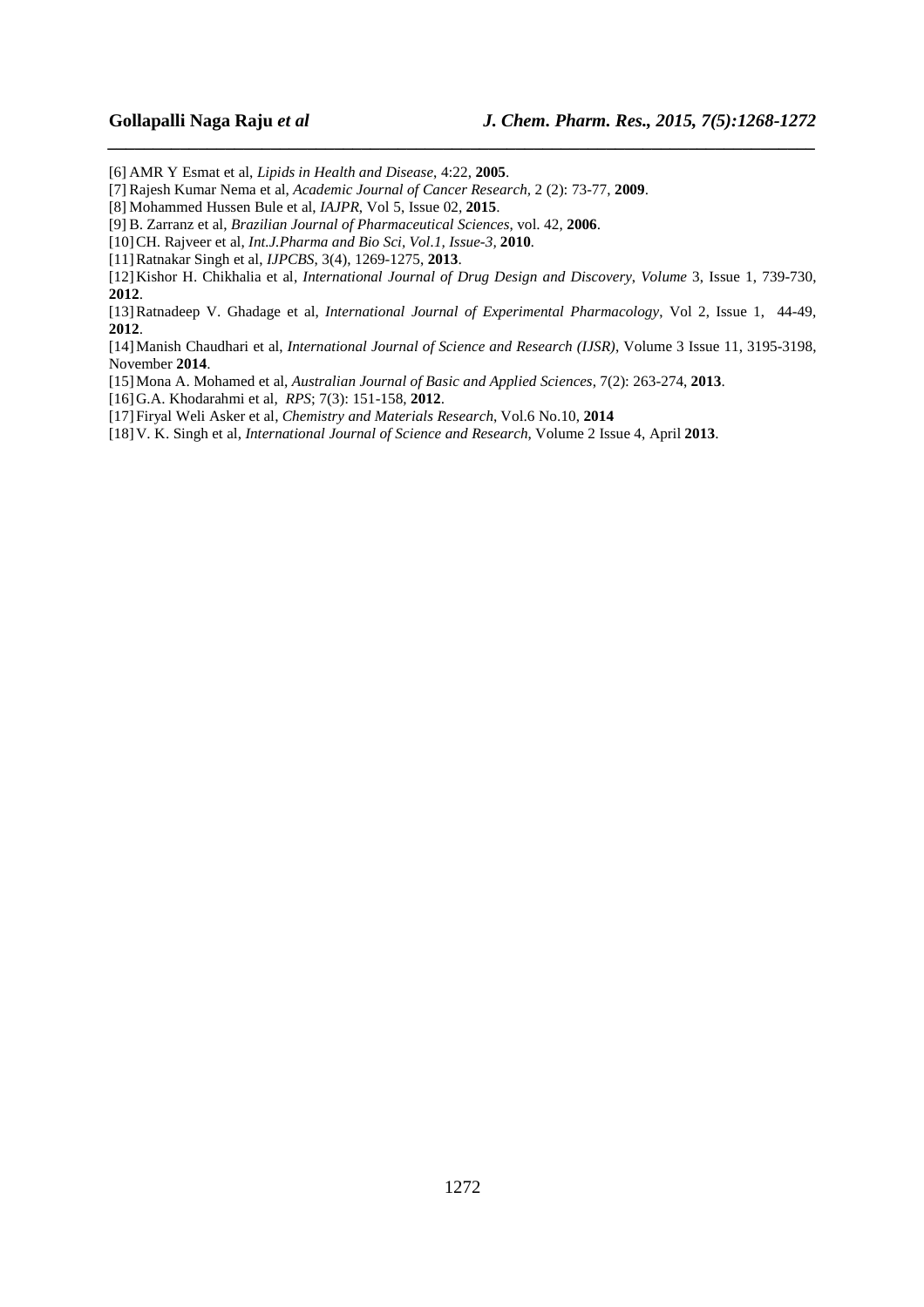[6] AMR Y Esmat et al, *Lipids in Health and Disease*, 4:22, **2005**.

[7] Rajesh Kumar Nema et al, *Academic Journal of Cancer Research,* 2 (2): 73-77, **2009**.

[8] Mohammed Hussen Bule et al, *IAJPR*, Vol 5, Issue 02, **2015**.

[9] B. Zarranz et al, *Brazilian Journal of Pharmaceutical Sciences,* vol. 42, **2006**.

[10] CH. Rajveer et al, *Int.J.Pharma and Bio Sci, Vol.1, Issue-3,* **2010**.

[11] Ratnakar Singh et al, *IJPCBS*, 3(4), 1269-1275, **2013**.

[12] Kishor H. Chikhalia et al, *International Journal of Drug Design and Discovery*, *Volume* 3, Issue 1, 739-730, **2012**.

[13] Ratnadeep V. Ghadage et al, *International Journal of Experimental Pharmacology*, Vol 2, Issue 1, 44-49, **2012**.

[14] Manish Chaudhari et al, *International Journal of Science and Research (IJSR)*, Volume 3 Issue 11, 3195-3198, November **2014**.

[15] Mona A. Mohamed et al, *Australian Journal of Basic and Applied Sciences*, 7(2): 263-274, **2013**.

[16] G.A. Khodarahmi et al, *RPS*; 7(3): 151-158, **2012**.

[17] Firyal Weli Asker et al, *Chemistry and Materials Research*, Vol.6 No.10, **2014**

[18] V. K. Singh et al, *International Journal of Science and Research,* Volume 2 Issue 4, April **2013**.